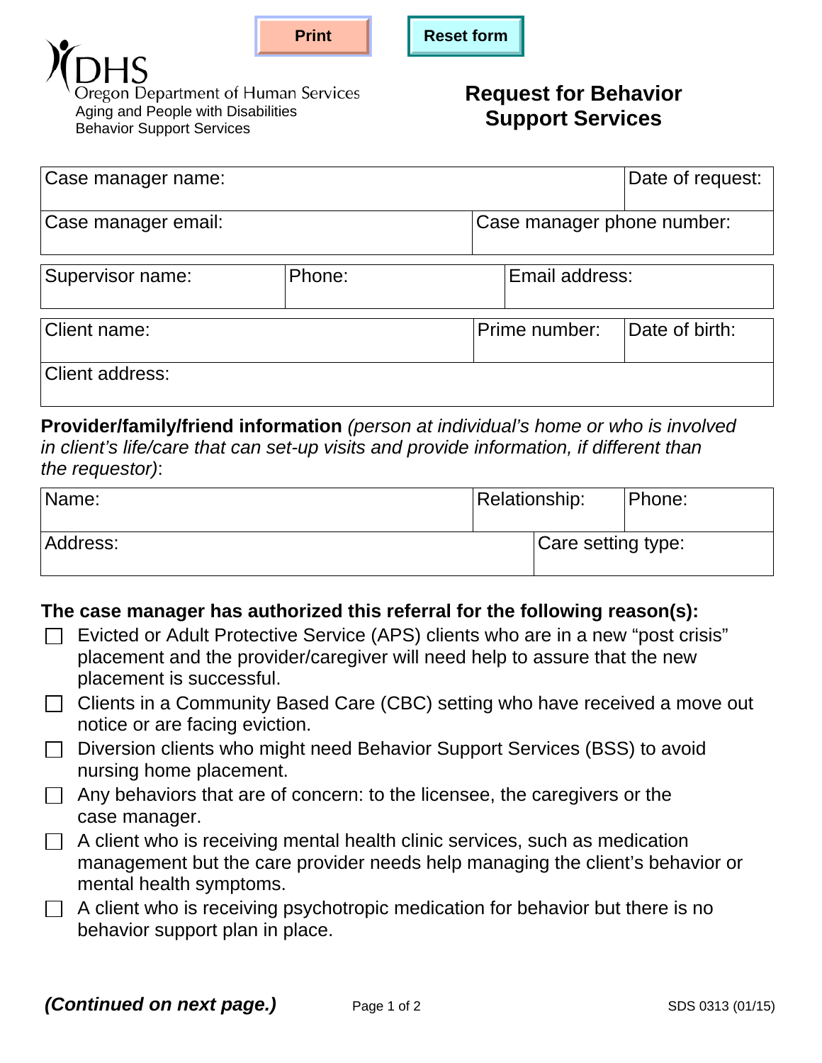Oregon Department of Human Services
Aging and People with Disabilities
Behavior Support Services

# Request for Behavior Support Services

| Case manager name: | Date of request: |
|---|---|

| Case manager email: | Case manager phone number: |
|---|---|

| Supervisor name: | Phone: | Email address: |
|---|---|---|

| Client name: | Prime number: | Date of birth: |
|---|---|---|
| Client address: | | |

**Provider/family/friend information** *(person at individual's home or who is involved in client's life/care that can set-up visits and provide information, if different than the requestor)*:

| Name: | Relationship: | Phone: |
|---|---|---|
| Address: | Care setting type: | |

**The case manager has authorized this referral for the following reason(s):**

- ☐ Evicted or Adult Protective Service (APS) clients who are in a new "post crisis" placement and the provider/caregiver will need help to assure that the new placement is successful.
- ☐ Clients in a Community Based Care (CBC) setting who have received a move out notice or are facing eviction.
- ☐ Diversion clients who might need Behavior Support Services (BSS) to avoid nursing home placement.
- ☐ Any behaviors that are of concern: to the licensee, the caregivers or the case manager.
- ☐ A client who is receiving mental health clinic services, such as medication management but the care provider needs help managing the client's behavior or mental health symptoms.
- ☐ A client who is receiving psychotropic medication for behavior but there is no behavior support plan in place.

***(Continued on next page.)***

SDS 0313 (01/15)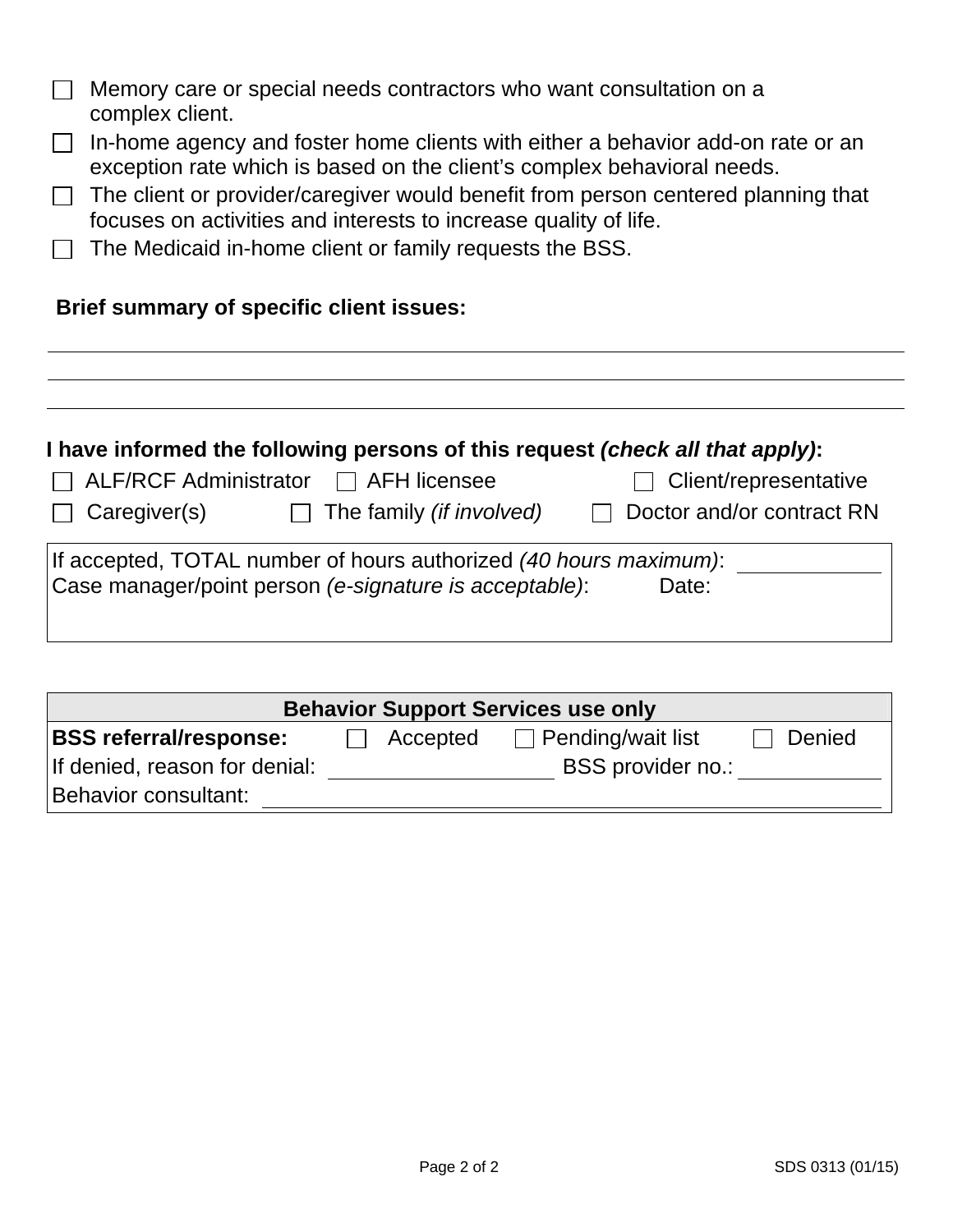- ☐ Memory care or special needs contractors who want consultation on a complex client.
- ☐ In-home agency and foster home clients with either a behavior add-on rate or an exception rate which is based on the client's complex behavioral needs.
- ☐ The client or provider/caregiver would benefit from person centered planning that focuses on activities and interests to increase quality of life.
- ☐ The Medicaid in-home client or family requests the BSS.

**Brief summary of specific client issues:**

______________________________________________

______________________________________________

______________________________________________

**I have informed the following persons of this request *(check all that apply)*:**

☐ ALF/RCF Administrator ☐ AFH licensee ☐ Client/representative

☐ Caregiver(s) ☐ The family *(if involved)* ☐ Doctor and/or contract RN

If accepted, TOTAL number of hours authorized *(40 hours maximum)*: ____________

Case manager/point person *(e-signature is acceptable)*: Date:

| Behavior Support Services use only | | | |
|---|---|---|---|
| **BSS referral/response:** | ☐ Accepted | ☐ Pending/wait list | ☐ Denied |
| If denied, reason for denial: ____________ | | BSS provider no.: ____________ | |
| Behavior consultant: ____________ | | | |

SDS 0313 (01/15)